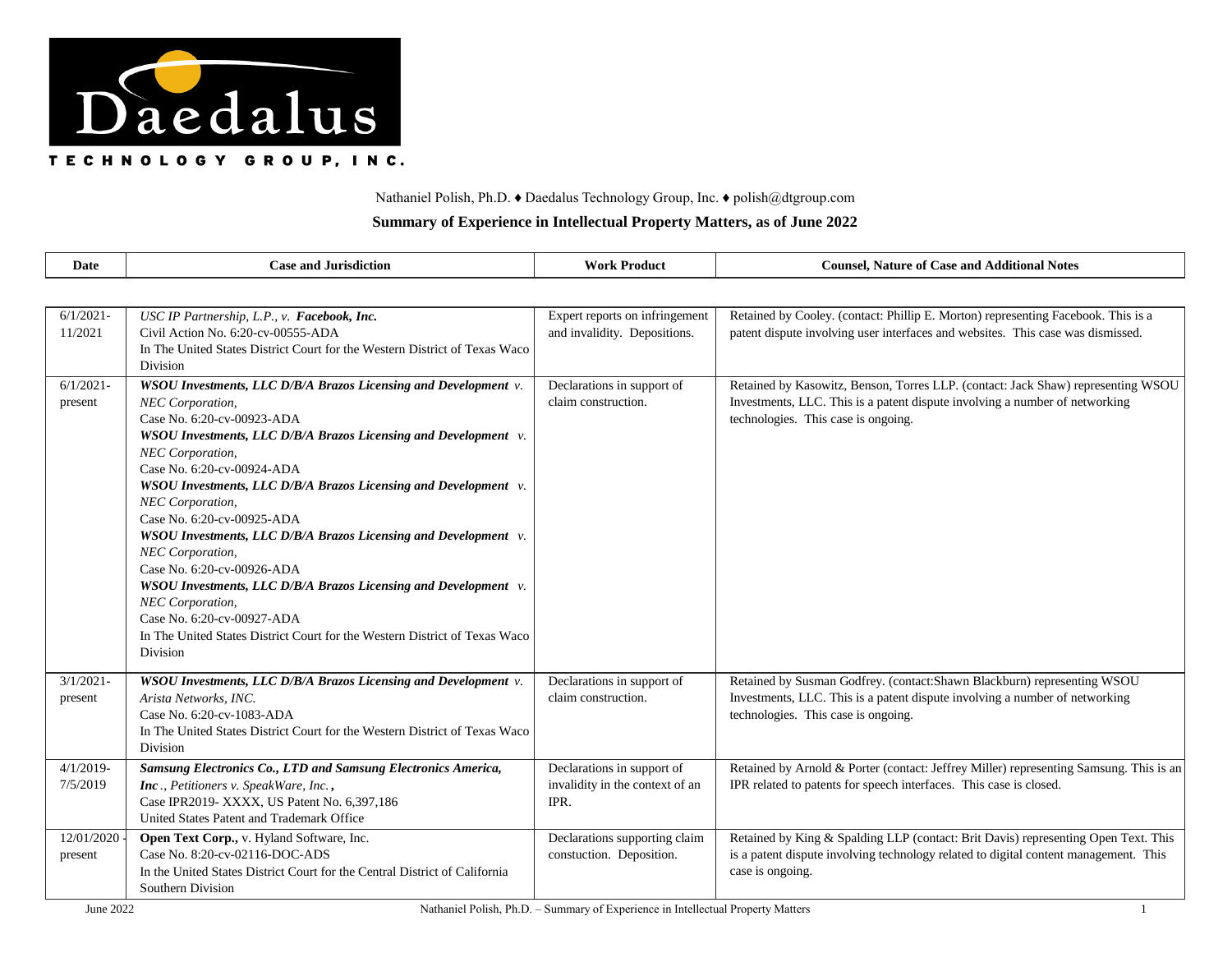Daedalus

TECHNOLOGY GROUP, INC.

Nathaniel Polish, Ph.D. ♦ Daedalus Technology Group, Inc. ♦ polish@dtgroup.com

**Summary of Experience in Intellectual Property Matters, as of June 2022**

| Date | Case and Jurisdiction | Work Product | Counsel, Nature of Case and Additional Notes |
|---|---|---|---|
| 6/1/2021-11/2021 | *USC IP Partnership, L.P., v.* ***Facebook, Inc.***<br>Civil Action No. 6:20-cv-00555-ADA<br>In The United States District Court for the Western District of Texas Waco Division | Expert reports on infringement and invalidity. Depositions. | Retained by Cooley. (contact: Phillip E. Morton) representing Facebook. This is a patent dispute involving user interfaces and websites. This case was dismissed. |
| 6/1/2021-present | ***WSOU Investments, LLC D/B/A Brazos Licensing and Development*** *v. NEC Corporation,*<br>Case No. 6:20-cv-00923-ADA<br>***WSOU Investments, LLC D/B/A Brazos Licensing and Development*** *v. NEC Corporation,*<br>Case No. 6:20-cv-00924-ADA<br>***WSOU Investments, LLC D/B/A Brazos Licensing and Development*** *v. NEC Corporation,*<br>Case No. 6:20-cv-00925-ADA<br>***WSOU Investments, LLC D/B/A Brazos Licensing and Development*** *v. NEC Corporation,*<br>Case No. 6:20-cv-00926-ADA<br>***WSOU Investments, LLC D/B/A Brazos Licensing and Development*** *v. NEC Corporation,*<br>Case No. 6:20-cv-00927-ADA<br>In The United States District Court for the Western District of Texas Waco Division | Declarations in support of claim construction. | Retained by Kasowitz, Benson, Torres LLP. (contact: Jack Shaw) representing WSOU Investments, LLC. This is a patent dispute involving a number of networking technologies. This case is ongoing. |
| 3/1/2021-present | ***WSOU Investments, LLC D/B/A Brazos Licensing and Development*** *v. Arista Networks, INC.*<br>Case No. 6:20-cv-1083-ADA<br>In The United States District Court for the Western District of Texas Waco Division | Declarations in support of claim construction. | Retained by Susman Godfrey. (contact:Shawn Blackburn) representing WSOU Investments, LLC. This is a patent dispute involving a number of networking technologies. This case is ongoing. |
| 4/1/2019-7/5/2019 | ***Samsung Electronics Co., LTD and Samsung Electronics America, Inc***., *Petitioners v. SpeakWare, Inc.*,<br>Case IPR2019- XXXX, US Patent No. 6,397,186<br>United States Patent and Trademark Office | Declarations in support of invalidity in the context of an IPR. | Retained by Arnold & Porter (contact: Jeffrey Miller) representing Samsung. This is an IPR related to patents for speech interfaces. This case is closed. |
| 12/01/2020-present | **Open Text Corp.,** v. Hyland Software, Inc.<br>Case No. 8:20-cv-02116-DOC-ADS<br>In the United States District Court for the Central District of California Southern Division | Declarations supporting claim constuction. Deposition. | Retained by King & Spalding LLP (contact: Brit Davis) representing Open Text. This is a patent dispute involving technology related to digital content management. This case is ongoing. |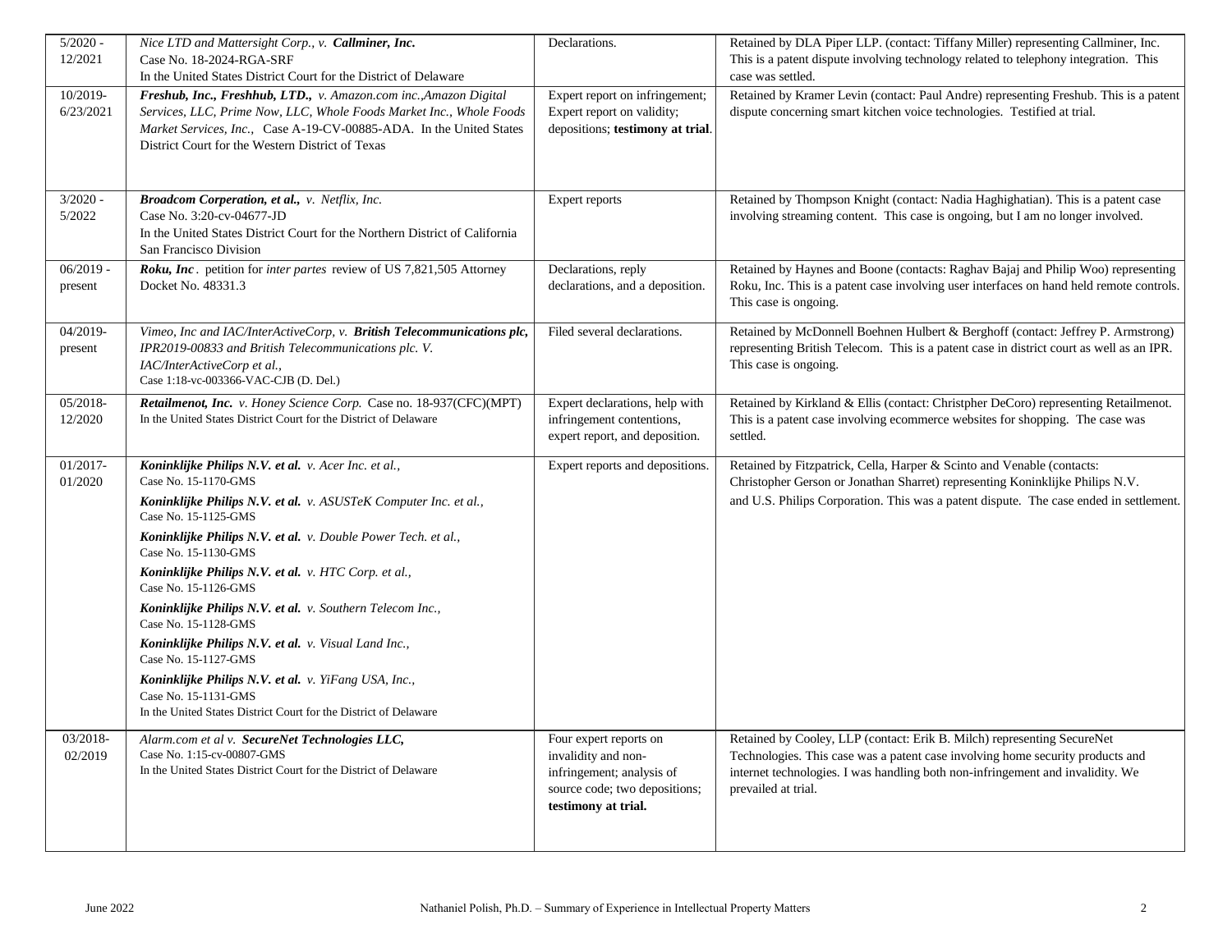| | | | |
|---|---|---|---|
| 5/2020 - 12/2021 | *Nice LTD and Mattersight Corp., v.* ***Callminer, Inc.*** Case No. 18-2024-RGA-SRF In the United States District Court for the District of Delaware | Declarations. | Retained by DLA Piper LLP. (contact: Tiffany Miller) representing Callminer, Inc. This is a patent dispute involving technology related to telephony integration. This case was settled. |
| 10/2019- 6/23/2021 | ***Freshub, Inc., Freshhub, LTD.,*** *v. Amazon.com inc.,Amazon Digital Services, LLC, Prime Now, LLC, Whole Foods Market Inc., Whole Foods Market Services, Inc.,* Case A-19-CV-00885-ADA. In the United States District Court for the Western District of Texas | Expert report on infringement; Expert report on validity; depositions; **testimony at trial**. | Retained by Kramer Levin (contact: Paul Andre) representing Freshub. This is a patent dispute concerning smart kitchen voice technologies. Testified at trial. |
| 3/2020 - 5/2022 | ***Broadcom Corperation, et al.,*** *v. Netflix, Inc.* Case No. 3:20-cv-04677-JD In the United States District Court for the Northern District of California San Francisco Division | Expert reports | Retained by Thompson Knight (contact: Nadia Haghighatian). This is a patent case involving streaming content. This case is ongoing, but I am no longer involved. |
| 06/2019 - present | ***Roku, Inc*** . petition for *inter partes* review of US 7,821,505 Attorney Docket No. 48331.3 | Declarations, reply declarations, and a deposition. | Retained by Haynes and Boone (contacts: Raghav Bajaj and Philip Woo) representing Roku, Inc. This is a patent case involving user interfaces on hand held remote controls. This case is ongoing. |
| 04/2019- present | *Vimeo, Inc and IAC/InterActiveCorp, v.* ***British Telecommunications plc,*** *IPR2019-00833 and British Telecommunications plc. V. IAC/InterActiveCorp et al.,* Case 1:18-vc-003366-VAC-CJB (D. Del.) | Filed several declarations. | Retained by McDonnell Boehnen Hulbert & Berghoff (contact: Jeffrey P. Armstrong) representing British Telecom. This is a patent case in district court as well as an IPR. This case is ongoing. |
| 05/2018- 12/2020 | ***Retailmenot, Inc.*** *v. Honey Science Corp.* Case no. 18-937(CFC)(MPT) In the United States District Court for the District of Delaware | Expert declarations, help with infringement contentions, expert report, and deposition. | Retained by Kirkland & Ellis (contact: Christpher DeCoro) representing Retailmenot. This is a patent case involving ecommerce websites for shopping. The case was settled. |
| 01/2017- 01/2020 | ***Koninklijke Philips N.V. et al.*** *v. Acer Inc. et al.,* Case No. 15-1170-GMS<br>***Koninklijke Philips N.V. et al.*** *v. ASUSTeK Computer Inc. et al.,* Case No. 15-1125-GMS<br>***Koninklijke Philips N.V. et al.*** *v. Double Power Tech. et al.,* Case No. 15-1130-GMS<br>***Koninklijke Philips N.V. et al.*** *v. HTC Corp. et al.,* Case No. 15-1126-GMS<br>***Koninklijke Philips N.V. et al.*** *v. Southern Telecom Inc.,* Case No. 15-1128-GMS<br>***Koninklijke Philips N.V. et al.*** *v. Visual Land Inc.,* Case No. 15-1127-GMS<br>***Koninklijke Philips N.V. et al.*** *v. YiFang USA, Inc.,* Case No. 15-1131-GMS<br>In the United States District Court for the District of Delaware | Expert reports and depositions. | Retained by Fitzpatrick, Cella, Harper & Scinto and Venable (contacts: Christopher Gerson or Jonathan Sharret) representing Koninklijke Philips N.V. and U.S. Philips Corporation. This was a patent dispute. The case ended in settlement. |
| 03/2018- 02/2019 | *Alarm.com et al v.* ***SecureNet Technologies LLC,*** Case No. 1:15-cv-00807-GMS In the United States District Court for the District of Delaware | Four expert reports on invalidity and non-infringement; analysis of source code; two depositions; **testimony at trial.** | Retained by Cooley, LLP (contact: Erik B. Milch) representing SecureNet Technologies. This case was a patent case involving home security products and internet technologies. I was handling both non-infringement and invalidity. We prevailed at trial. |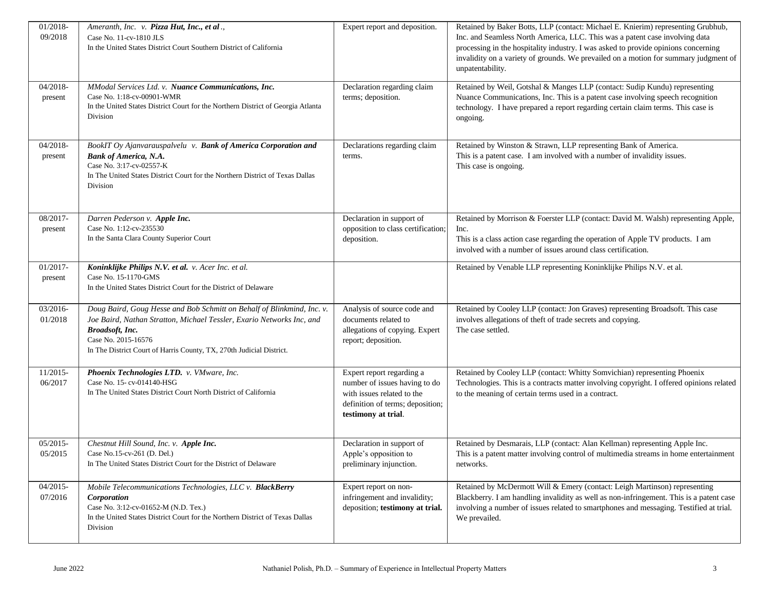| | | | |
|---|---|---|---|
| 01/2018-09/2018 | *Ameranth, Inc. v.* ***Pizza Hut, Inc., et al*** *.,*<br>Case No. 11-cv-1810 JLS<br>In the United States District Court Southern District of California | Expert report and deposition. | Retained by Baker Botts, LLP (contact: Michael E. Knierim) representing Grubhub, Inc. and Seamless North America, LLC. This was a patent case involving data processing in the hospitality industry. I was asked to provide opinions concerning invalidity on a variety of grounds. We prevailed on a motion for summary judgment of unpatentability. |
| 04/2018-present | *MModal Services Ltd. v.* ***Nuance Communications, Inc.***<br>Case No. 1:18-cv-00901-WMR<br>In the United States District Court for the Northern District of Georgia Atlanta Division | Declaration regarding claim terms; deposition. | Retained by Weil, Gotshal & Manges LLP (contact: Sudip Kundu) representing Nuance Communications, Inc. This is a patent case involving speech recognition technology. I have prepared a report regarding certain claim terms. This case is ongoing. |
| 04/2018-present | *BookIT Oy Ajanvarauspalvelu v.* ***Bank of America Corporation and Bank of America, N.A.***<br>Case No. 3:17-cv-02557-K<br>In The United States District Court for the Northern District of Texas Dallas Division | Declarations regarding claim terms. | Retained by Winston & Strawn, LLP representing Bank of America.<br>This is a patent case. I am involved with a number of invalidity issues.<br>This case is ongoing. |
| 08/2017-present | *Darren Pederson v.* ***Apple Inc.***<br>Case No. 1:12-cv-235530<br>In the Santa Clara County Superior Court | Declaration in support of opposition to class certification; deposition. | Retained by Morrison & Foerster LLP (contact: David M. Walsh) representing Apple, Inc.<br>This is a class action case regarding the operation of Apple TV products. I am involved with a number of issues around class certification. |
| 01/2017-present | ***Koninklijke Philips N.V. et al.*** *v. Acer Inc. et al.*<br>Case No. 15-1170-GMS<br>In the United States District Court for the District of Delaware | | Retained by Venable LLP representing Koninklijke Philips N.V. et al. |
| 03/2016-01/2018 | *Doug Baird, Goug Hesse and Bob Schmitt on Behalf of Blinkmind, Inc. v. Joe Baird, Nathan Stratton, Michael Tessler, Exario Networks Inc, and* ***Broadsoft, Inc.***<br>Case No. 2015-16576<br>In The District Court of Harris County, TX, 270th Judicial District. | Analysis of source code and documents related to allegations of copying. Expert report; deposition. | Retained by Cooley LLP (contact: Jon Graves) representing Broadsoft. This case involves allegations of theft of trade secrets and copying.<br>The case settled. |
| 11/2015-06/2017 | ***Phoenix Technologies LTD.*** *v. VMware, Inc.*<br>Case No. 15- cv-014140-HSG<br>In The United States District Court North District of California | Expert report regarding a number of issues having to do with issues related to the definition of terms; deposition; **testimony at trial**. | Retained by Cooley LLP (contact: Whitty Somvichian) representing Phoenix Technologies. This is a contracts matter involving copyright. I offered opinions related to the meaning of certain terms used in a contract. |
| 05/2015-05/2015 | *Chestnut Hill Sound, Inc. v.* ***Apple Inc.***<br>Case No.15-cv-261 (D. Del.)<br>In The United States District Court for the District of Delaware | Declaration in support of Apple's opposition to preliminary injunction. | Retained by Desmarais, LLP (contact: Alan Kellman) representing Apple Inc.<br>This is a patent matter involving control of multimedia streams in home entertainment networks. |
| 04/2015-07/2016 | *Mobile Telecommunications Technologies, LLC v.* ***BlackBerry Corporation***<br>Case No. 3:12-cv-01652-M (N.D. Tex.)<br>In the United States District Court for the Northern District of Texas Dallas Division | Expert report on non-infringement and invalidity; deposition; **testimony at trial.** | Retained by McDermott Will & Emery (contact: Leigh Martinson) representing Blackberry. I am handling invalidity as well as non-infringement. This is a patent case involving a number of issues related to smartphones and messaging. Testified at trial. We prevailed. |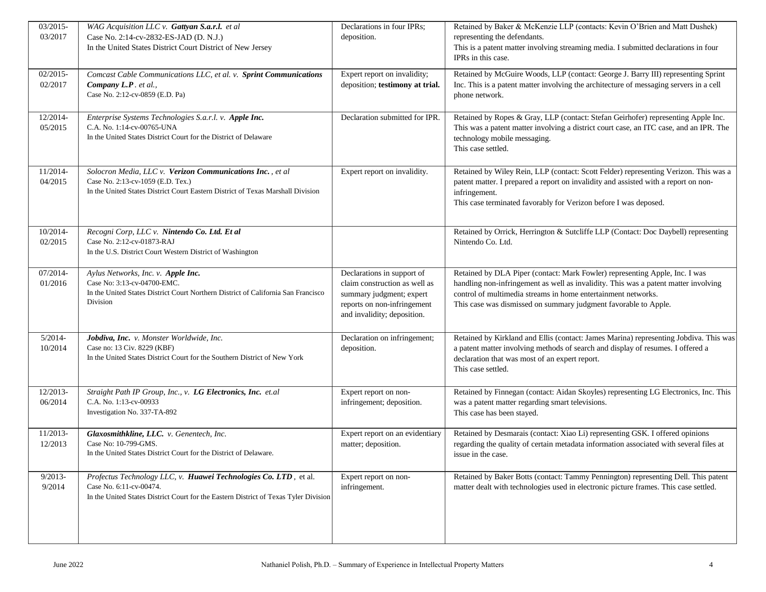| | | | |
|---|---|---|---|
| 03/2015-03/2017 | *WAG Acquisition LLC v.* ***Gattyan S.a.r.l.*** *et al*<br>Case No. 2:14-cv-2832-ES-JAD (D. N.J.)<br>In the United States District Court District of New Jersey | Declarations in four IPRs; deposition. | Retained by Baker & McKenzie LLP (contacts: Kevin O'Brien and Matt Dushek) representing the defendants.<br>This is a patent matter involving streaming media. I submitted declarations in four IPRs in this case. |
| 02/2015-02/2017 | *Comcast Cable Communications LLC, et al. v.* ***Sprint Communications Company L.P*** *. et al.,*<br>Case No. 2:12-cv-0859 (E.D. Pa) | Expert report on invalidity; deposition; **testimony at trial.** | Retained by McGuire Woods, LLP (contact: George J. Barry III) representing Sprint Inc. This is a patent matter involving the architecture of messaging servers in a cell phone network. |
| 12/2014-05/2015 | *Enterprise Systems Technologies S.a.r.l. v.* ***Apple Inc.***<br>C.A. No. 1:14-cv-00765-UNA<br>In the United States District Court for the District of Delaware | Declaration submitted for IPR. | Retained by Ropes & Gray, LLP (contact: Stefan Geirhofer) representing Apple Inc. This was a patent matter involving a district court case, an ITC case, and an IPR. The technology mobile messaging.<br>This case settled. |
| 11/2014-04/2015 | *Solocron Media, LLC v.* ***Verizon Communications Inc.*** *, et al*<br>Case No. 2:13-cv-1059 (E.D. Tex.)<br>In the United States District Court Eastern District of Texas Marshall Division | Expert report on invalidity. | Retained by Wiley Rein, LLP (contact: Scott Felder) representing Verizon. This was a patent matter. I prepared a report on invalidity and assisted with a report on non-infringement.<br>This case terminated favorably for Verizon before I was deposed. |
| 10/2014-02/2015 | *Recogni Corp, LLC v.* ***Nintendo Co. Ltd. Et al***<br>Case No. 2:12-cv-01873-RAJ<br>In the U.S. District Court Western District of Washington | | Retained by Orrick, Herrington & Sutcliffe LLP (Contact: Doc Daybell) representing Nintendo Co. Ltd. |
| 07/2014-01/2016 | *Aylus Networks, Inc. v.* ***Apple Inc.***<br>Case No: 3:13-cv-04700-EMC.<br>In the United States District Court Northern District of California San Francisco Division | Declarations in support of claim construction as well as summary judgment; expert reports on non-infringement and invalidity; deposition. | Retained by DLA Piper (contact: Mark Fowler) representing Apple, Inc. I was handling non-infringement as well as invalidity. This was a patent matter involving control of multimedia streams in home entertainment networks.<br>This case was dismissed on summary judgment favorable to Apple. |
| 5/2014-10/2014 | ***Jobdiva, Inc.*** *v. Monster Worldwide, Inc.*<br>Case no: 13 Civ. 8229 (KBF)<br>In the United States District Court for the Southern District of New York | Declaration on infringement; deposition. | Retained by Kirkland and Ellis (contact: James Marina) representing Jobdiva. This was a patent matter involving methods of search and display of resumes. I offered a declaration that was most of an expert report.<br>This case settled. |
| 12/2013-06/2014 | *Straight Path IP Group, Inc., v.* ***LG Electronics, Inc.*** *et.al*<br>C.A. No. 1:13-cv-00933<br>Investigation No. 337-TA-892 | Expert report on non-infringement; deposition. | Retained by Finnegan (contact: Aidan Skoyles) representing LG Electronics, Inc. This was a patent matter regarding smart televisions.<br>This case has been stayed. |
| 11/2013-12/2013 | ***Glaxosmithkline, LLC.*** *v. Genentech, Inc.*<br>Case No: 10-799-GMS.<br>In the United States District Court for the District of Delaware. | Expert report on an evidentiary matter; deposition. | Retained by Desmarais (contact: Xiao Li) representing GSK. I offered opinions regarding the quality of certain metadata information associated with several files at issue in the case. |
| 9/2013-9/2014 | *Profectus Technology LLC, v.* ***Huawei Technologies Co. LTD*** *, et al.*<br>Case No. 6:11-cv-00474.<br>In the United States District Court for the Eastern District of Texas Tyler Division | Expert report on non-infringement. | Retained by Baker Botts (contact: Tammy Pennington) representing Dell. This patent matter dealt with technologies used in electronic picture frames. This case settled. |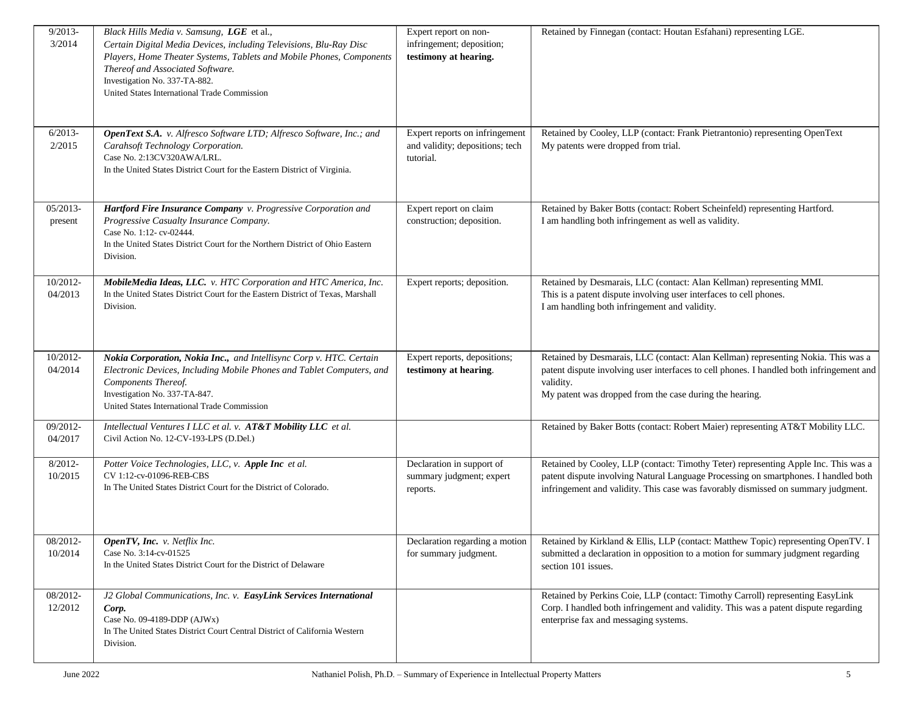| | | | |
|---|---|---|---|
| 9/2013-3/2014 | *Black Hills Media v. Samsung,* ***LGE*** *et al., Certain Digital Media Devices, including Televisions, Blu-Ray Disc Players, Home Theater Systems, Tablets and Mobile Phones, Components Thereof and Associated Software.* Investigation No. 337-TA-882. United States International Trade Commission | Expert report on non-infringement; deposition; **testimony at hearing.** | Retained by Finnegan (contact: Houtan Esfahani) representing LGE. |
| 6/2013-2/2015 | ***OpenText S.A.*** *v. Alfresco Software LTD; Alfresco Software, Inc.; and Carahsoft Technology Corporation.* Case No. 2:13CV320AWA/LRL. In the United States District Court for the Eastern District of Virginia. | Expert reports on infringement and validity; depositions; tech tutorial. | Retained by Cooley, LLP (contact: Frank Pietrantonio) representing OpenText My patents were dropped from trial. |
| 05/2013-present | ***Hartford Fire Insurance Company*** *v. Progressive Corporation and Progressive Casualty Insurance Company.* Case No. 1:12- cv-02444. In the United States District Court for the Northern District of Ohio Eastern Division. | Expert report on claim construction; deposition. | Retained by Baker Botts (contact: Robert Scheinfeld) representing Hartford. I am handling both infringement as well as validity. |
| 10/2012-04/2013 | ***MobileMedia Ideas, LLC.*** *v. HTC Corporation and HTC America, Inc.* In the United States District Court for the Eastern District of Texas, Marshall Division. | Expert reports; deposition. | Retained by Desmarais, LLC (contact: Alan Kellman) representing MMI. This is a patent dispute involving user interfaces to cell phones. I am handling both infringement and validity. |
| 10/2012-04/2014 | ***Nokia Corporation, Nokia Inc.,*** *and Intellisync Corp v. HTC. Certain Electronic Devices, Including Mobile Phones and Tablet Computers, and Components Thereof.* Investigation No. 337-TA-847. United States International Trade Commission | Expert reports, depositions; **testimony at hearing**. | Retained by Desmarais, LLC (contact: Alan Kellman) representing Nokia. This was a patent dispute involving user interfaces to cell phones. I handled both infringement and validity. My patent was dropped from the case during the hearing. |
| 09/2012-04/2017 | *Intellectual Ventures I LLC et al. v.* ***AT&T Mobility LLC*** *et al.* Civil Action No. 12-CV-193-LPS (D.Del.) | | Retained by Baker Botts (contact: Robert Maier) representing AT&T Mobility LLC. |
| 8/2012-10/2015 | *Potter Voice Technologies, LLC, v.* ***Apple Inc*** *et al.* CV 1:12-cv-01096-REB-CBS In The United States District Court for the District of Colorado. | Declaration in support of summary judgment; expert reports. | Retained by Cooley, LLP (contact: Timothy Teter) representing Apple Inc. This was a patent dispute involving Natural Language Processing on smartphones. I handled both infringement and validity. This case was favorably dismissed on summary judgment. |
| 08/2012-10/2014 | ***OpenTV, Inc.*** *v. Netflix Inc.* Case No. 3:14-cv-01525 In the United States District Court for the District of Delaware | Declaration regarding a motion for summary judgment. | Retained by Kirkland & Ellis, LLP (contact: Matthew Topic) representing OpenTV. I submitted a declaration in opposition to a motion for summary judgment regarding section 101 issues. |
| 08/2012-12/2012 | *J2 Global Communications, Inc. v.* ***EasyLink Services International Corp.*** Case No. 09-4189-DDP (AJWx) In The United States District Court Central District of California Western Division. | | Retained by Perkins Coie, LLP (contact: Timothy Carroll) representing EasyLink Corp. I handled both infringement and validity. This was a patent dispute regarding enterprise fax and messaging systems. |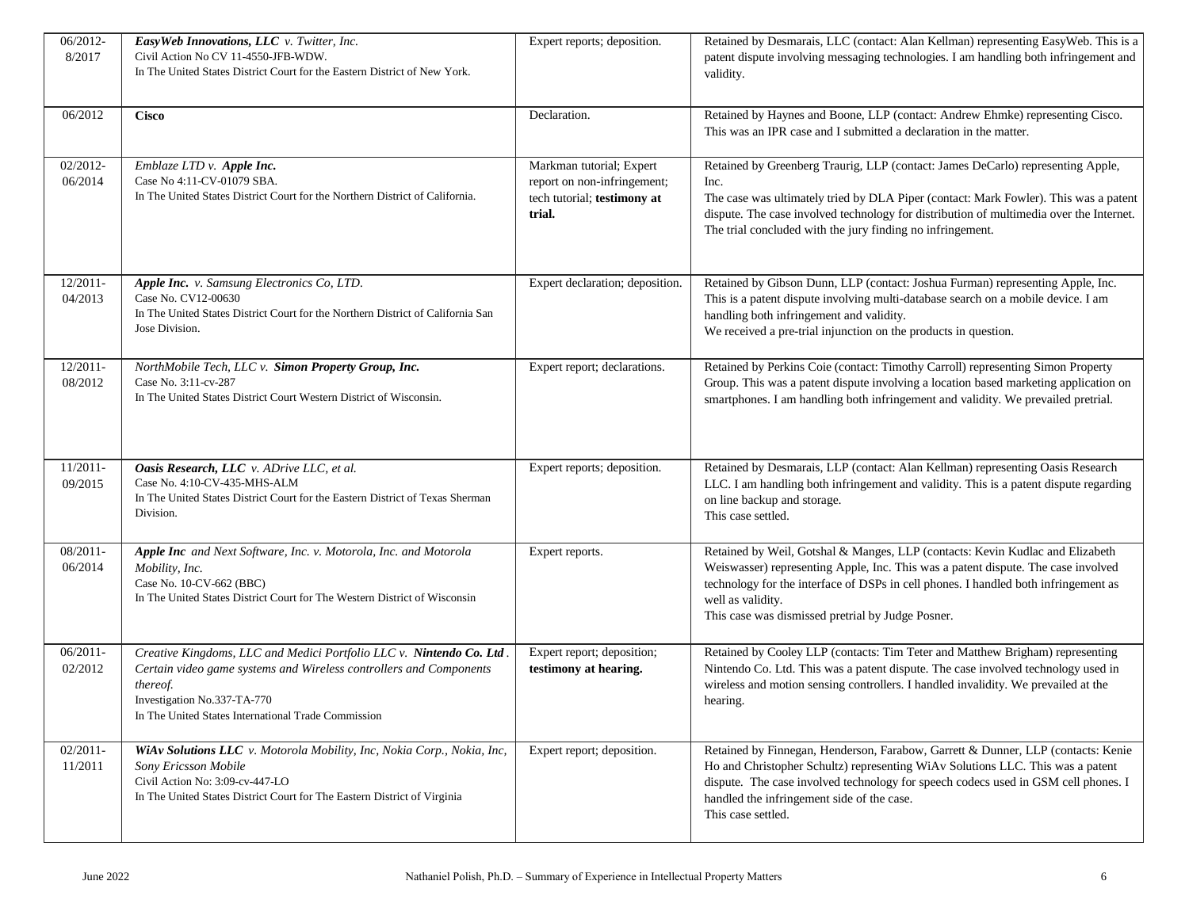| | | | |
|---|---|---|---|
| 06/2012-8/2017 | ***EasyWeb Innovations, LLC*** *v. Twitter, Inc.*<br>Civil Action No CV 11-4550-JFB-WDW.<br>In The United States District Court for the Eastern District of New York. | Expert reports; deposition. | Retained by Desmarais, LLC (contact: Alan Kellman) representing EasyWeb. This is a patent dispute involving messaging technologies. I am handling both infringement and validity. |
| 06/2012 | **Cisco** | Declaration. | Retained by Haynes and Boone, LLP (contact: Andrew Ehmke) representing Cisco. This was an IPR case and I submitted a declaration in the matter. |
| 02/2012-06/2014 | *Emblaze LTD v.* ***Apple Inc.***<br>Case No 4:11-CV-01079 SBA.<br>In The United States District Court for the Northern District of California. | Markman tutorial; Expert report on non-infringement; tech tutorial; **testimony at trial.** | Retained by Greenberg Traurig, LLP (contact: James DeCarlo) representing Apple, Inc.<br>The case was ultimately tried by DLA Piper (contact: Mark Fowler). This was a patent dispute. The case involved technology for distribution of multimedia over the Internet. The trial concluded with the jury finding no infringement. |
| 12/2011-04/2013 | ***Apple Inc.*** *v. Samsung Electronics Co, LTD.*<br>Case No. CV12-00630<br>In The United States District Court for the Northern District of California San Jose Division. | Expert declaration; deposition. | Retained by Gibson Dunn, LLP (contact: Joshua Furman) representing Apple, Inc. This is a patent dispute involving multi-database search on a mobile device. I am handling both infringement and validity.<br>We received a pre-trial injunction on the products in question. |
| 12/2011-08/2012 | *NorthMobile Tech, LLC v.* ***Simon Property Group, Inc.***<br>Case No. 3:11-cv-287<br>In The United States District Court Western District of Wisconsin. | Expert report; declarations. | Retained by Perkins Coie (contact: Timothy Carroll) representing Simon Property Group. This was a patent dispute involving a location based marketing application on smartphones. I am handling both infringement and validity. We prevailed pretrial. |
| 11/2011-09/2015 | ***Oasis Research, LLC*** *v. ADrive LLC, et al.*<br>Case No. 4:10-CV-435-MHS-ALM<br>In The United States District Court for the Eastern District of Texas Sherman Division. | Expert reports; deposition. | Retained by Desmarais, LLP (contact: Alan Kellman) representing Oasis Research LLC. I am handling both infringement and validity. This is a patent dispute regarding on line backup and storage.<br>This case settled. |
| 08/2011-06/2014 | ***Apple Inc*** *and Next Software, Inc. v. Motorola, Inc. and Motorola Mobility, Inc.*<br>Case No. 10-CV-662 (BBC)<br>In The United States District Court for The Western District of Wisconsin | Expert reports. | Retained by Weil, Gotshal & Manges, LLP (contacts: Kevin Kudlac and Elizabeth Weiswasser) representing Apple, Inc. This was a patent dispute. The case involved technology for the interface of DSPs in cell phones. I handled both infringement as well as validity.<br>This case was dismissed pretrial by Judge Posner. |
| 06/2011-02/2012 | *Creative Kingdoms, LLC and Medici Portfolio LLC v.* ***Nintendo Co. Ltd*** *. Certain video game systems and Wireless controllers and Components thereof.*<br>Investigation No.337-TA-770<br>In The United States International Trade Commission | Expert report; deposition; **testimony at hearing.** | Retained by Cooley LLP (contacts: Tim Teter and Matthew Brigham) representing Nintendo Co. Ltd. This was a patent dispute. The case involved technology used in wireless and motion sensing controllers. I handled invalidity. We prevailed at the hearing. |
| 02/2011-11/2011 | ***WiAv Solutions LLC*** *v. Motorola Mobility, Inc, Nokia Corp., Nokia, Inc, Sony Ericsson Mobile*<br>Civil Action No: 3:09-cv-447-LO<br>In The United States District Court for The Eastern District of Virginia | Expert report; deposition. | Retained by Finnegan, Henderson, Farabow, Garrett & Dunner, LLP (contacts: Kenie Ho and Christopher Schultz) representing WiAv Solutions LLC. This was a patent dispute. The case involved technology for speech codecs used in GSM cell phones. I handled the infringement side of the case.<br>This case settled. |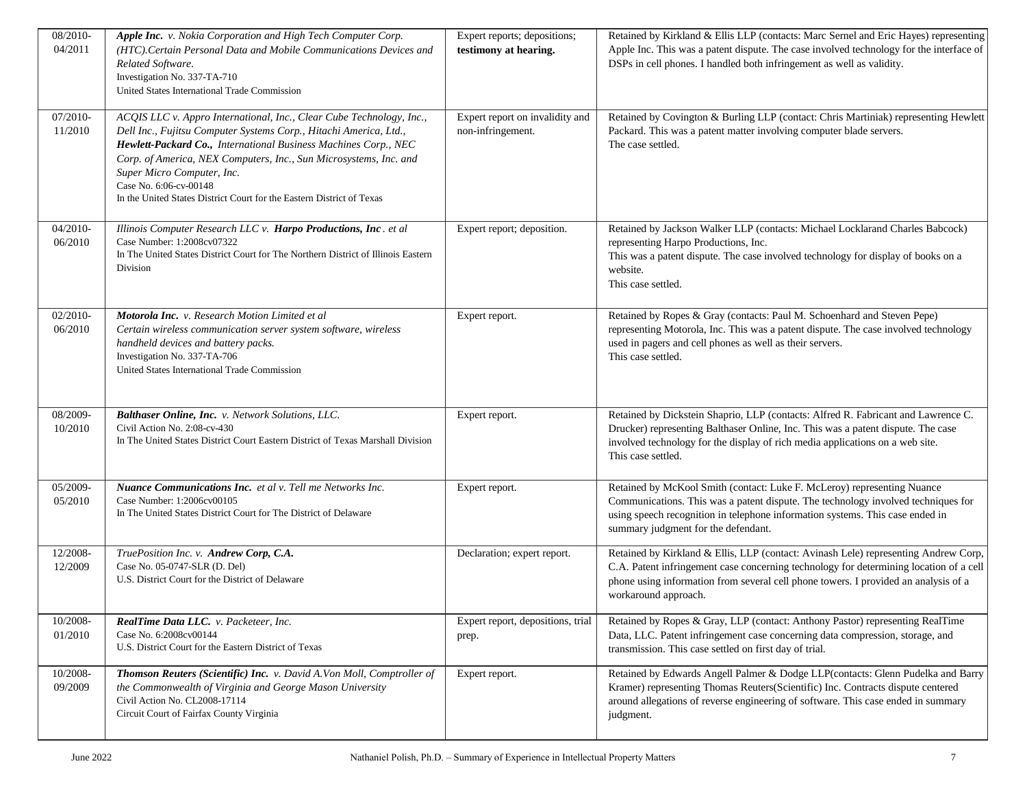| | | | |
|---|---|---|---|
| 08/2010-04/2011 | ***Apple Inc.*** *v. Nokia Corporation and High Tech Computer Corp. (HTC).Certain Personal Data and Mobile Communications Devices and Related Software.*<br>Investigation No. 337-TA-710<br>United States International Trade Commission | Expert reports; depositions; **testimony at hearing.** | Retained by Kirkland & Ellis LLP (contacts: Marc Sernel and Eric Hayes) representing Apple Inc. This was a patent dispute. The case involved technology for the interface of DSPs in cell phones. I handled both infringement as well as validity. |
| 07/2010-11/2010 | *ACQIS LLC v. Appro International, Inc., Clear Cube Technology, Inc., Dell Inc., Fujitsu Computer Systems Corp., Hitachi America, Ltd.,* ***Hewlett-Packard Co.,*** *International Business Machines Corp., NEC Corp. of America, NEX Computers, Inc., Sun Microsystems, Inc. and Super Micro Computer, Inc.*<br>Case No. 6:06-cv-00148<br>In the United States District Court for the Eastern District of Texas | Expert report on invalidity and non-infringement. | Retained by Covington & Burling LLP (contact: Chris Martiniak) representing Hewlett Packard. This was a patent matter involving computer blade servers.<br>The case settled. |
| 04/2010-06/2010 | *Illinois Computer Research LLC v.* ***Harpo Productions, Inc*** *. et al*<br>Case Number: 1:2008cv07322<br>In The United States District Court for The Northern District of Illinois Eastern Division | Expert report; deposition. | Retained by Jackson Walker LLP (contacts: Michael Locklarand Charles Babcock) representing Harpo Productions, Inc.<br>This was a patent dispute. The case involved technology for display of books on a website.<br>This case settled. |
| 02/2010-06/2010 | ***Motorola Inc.*** *v. Research Motion Limited et al*<br>*Certain wireless communication server system software, wireless handheld devices and battery packs.*<br>Investigation No. 337-TA-706<br>United States International Trade Commission | Expert report. | Retained by Ropes & Gray (contacts: Paul M. Schoenhard and Steven Pepe) representing Motorola, Inc. This was a patent dispute. The case involved technology used in pagers and cell phones as well as their servers.<br>This case settled. |
| 08/2009-10/2010 | ***Balthaser Online, Inc.*** *v. Network Solutions, LLC.*<br>Civil Action No. 2:08-cv-430<br>In The United States District Court Eastern District of Texas Marshall Division | Expert report. | Retained by Dickstein Shaprio, LLP (contacts: Alfred R. Fabricant and Lawrence C. Drucker) representing Balthaser Online, Inc. This was a patent dispute. The case involved technology for the display of rich media applications on a web site.<br>This case settled. |
| 05/2009-05/2010 | ***Nuance Communications Inc.*** *et al v. Tell me Networks Inc.*<br>Case Number: 1:2006cv00105<br>In The United States District Court for The District of Delaware | Expert report. | Retained by McKool Smith (contact: Luke F. McLeroy) representing Nuance Communications. This was a patent dispute. The technology involved techniques for using speech recognition in telephone information systems. This case ended in summary judgment for the defendant. |
| 12/2008-12/2009 | *TruePosition Inc. v.* ***Andrew Corp, C.A.***<br>Case No. 05-0747-SLR (D. Del)<br>U.S. District Court for the District of Delaware | Declaration; expert report. | Retained by Kirkland & Ellis, LLP (contact: Avinash Lele) representing Andrew Corp, C.A. Patent infringement case concerning technology for determining location of a cell phone using information from several cell phone towers. I provided an analysis of a workaround approach. |
| 10/2008-01/2010 | ***RealTime Data LLC.*** *v. Packeteer, Inc.*<br>Case No. 6:2008cv00144<br>U.S. District Court for the Eastern District of Texas | Expert report, depositions, trial prep. | Retained by Ropes & Gray, LLP (contact: Anthony Pastor) representing RealTime Data, LLC. Patent infringement case concerning data compression, storage, and transmission. This case settled on first day of trial. |
| 10/2008-09/2009 | ***Thomson Reuters (Scientific) Inc.*** *v. David A.Von Moll, Comptroller of the Commonwealth of Virginia and George Mason University*<br>Civil Action No. CL2008-17114<br>Circuit Court of Fairfax County Virginia | Expert report. | Retained by Edwards Angell Palmer & Dodge LLP(contacts: Glenn Pudelka and Barry Kramer) representing Thomas Reuters(Scientific) Inc. Contracts dispute centered around allegations of reverse engineering of software. This case ended in summary judgment. |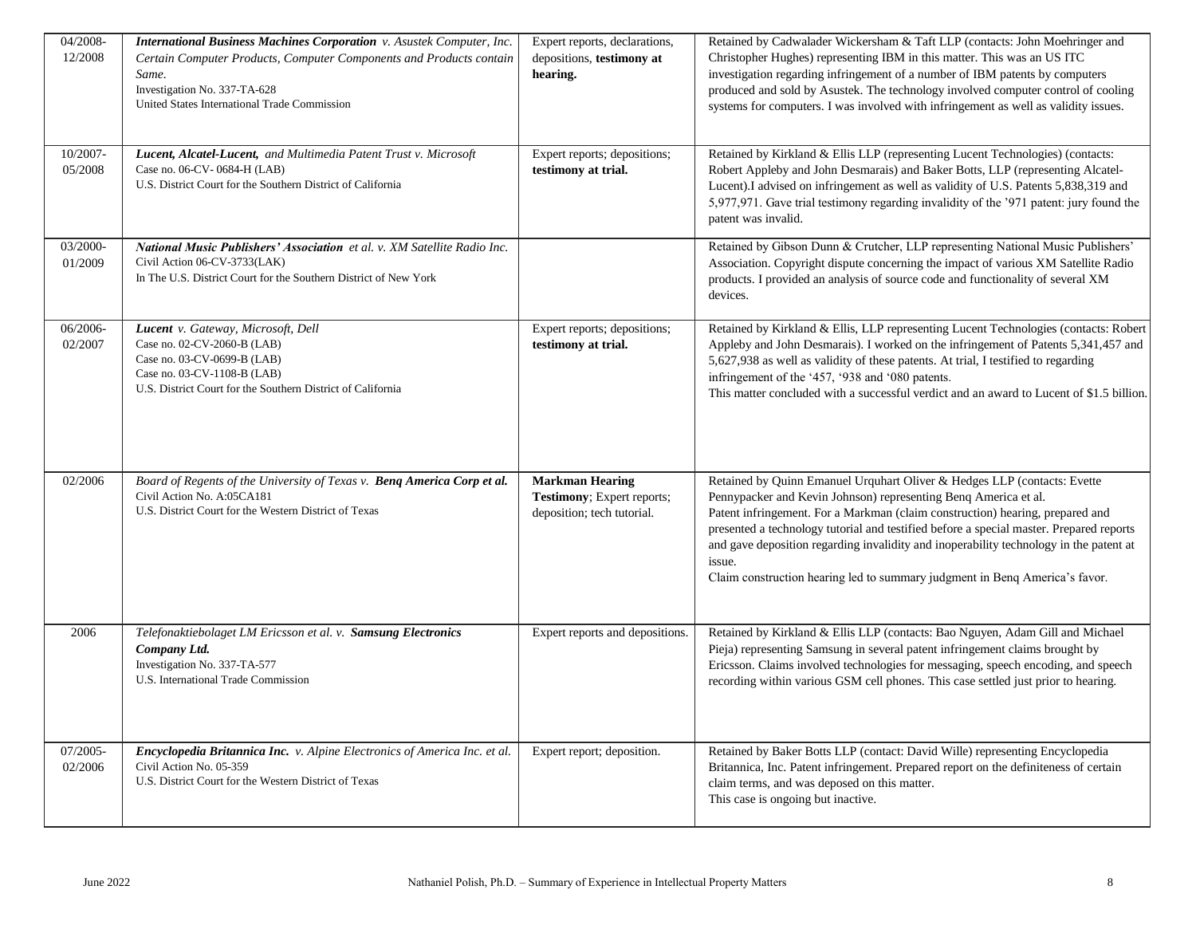| | | | |
|---|---|---|---|
| 04/2008-12/2008 | ***International Business Machines Corporation*** *v. Asustek Computer, Inc.* *Certain Computer Products, Computer Components and Products contain Same.* Investigation No. 337-TA-628 United States International Trade Commission | Expert reports, declarations, depositions, **testimony at hearing.** | Retained by Cadwalader Wickersham & Taft LLP (contacts: John Moehringer and Christopher Hughes) representing IBM in this matter. This was an US ITC investigation regarding infringement of a number of IBM patents by computers produced and sold by Asustek. The technology involved computer control of cooling systems for computers. I was involved with infringement as well as validity issues. |
| 10/2007-05/2008 | ***Lucent, Alcatel-Lucent,*** *and Multimedia Patent Trust v. Microsoft* Case no. 06-CV- 0684-H (LAB) U.S. District Court for the Southern District of California | Expert reports; depositions; **testimony at trial.** | Retained by Kirkland & Ellis LLP (representing Lucent Technologies) (contacts: Robert Appleby and John Desmarais) and Baker Botts, LLP (representing Alcatel-Lucent).I advised on infringement as well as validity of U.S. Patents 5,838,319 and 5,977,971. Gave trial testimony regarding invalidity of the '971 patent: jury found the patent was invalid. |
| 03/2000-01/2009 | ***National Music Publishers' Association*** *et al. v. XM Satellite Radio Inc.* Civil Action 06-CV-3733(LAK) In The U.S. District Court for the Southern District of New York | | Retained by Gibson Dunn & Crutcher, LLP representing National Music Publishers' Association. Copyright dispute concerning the impact of various XM Satellite Radio products. I provided an analysis of source code and functionality of several XM devices. |
| 06/2006-02/2007 | ***Lucent*** *v. Gateway, Microsoft, Dell* Case no. 02-CV-2060-B (LAB) Case no. 03-CV-0699-B (LAB) Case no. 03-CV-1108-B (LAB) U.S. District Court for the Southern District of California | Expert reports; depositions; **testimony at trial.** | Retained by Kirkland & Ellis, LLP representing Lucent Technologies (contacts: Robert Appleby and John Desmarais). I worked on the infringement of Patents 5,341,457 and 5,627,938 as well as validity of these patents. At trial, I testified to regarding infringement of the '457, '938 and '080 patents. This matter concluded with a successful verdict and an award to Lucent of $1.5 billion. |
| 02/2006 | *Board of Regents of the University of Texas v.* ***Benq America Corp et al.*** Civil Action No. A:05CA181 U.S. District Court for the Western District of Texas | **Markman Hearing Testimony**; Expert reports; deposition; tech tutorial. | Retained by Quinn Emanuel Urquhart Oliver & Hedges LLP (contacts: Evette Pennypacker and Kevin Johnson) representing Benq America et al. Patent infringement. For a Markman (claim construction) hearing, prepared and presented a technology tutorial and testified before a special master. Prepared reports and gave deposition regarding invalidity and inoperability technology in the patent at issue. Claim construction hearing led to summary judgment in Benq America's favor. |
| 2006 | *Telefonaktiebolaget LM Ericsson et al. v.* ***Samsung Electronics Company Ltd.*** Investigation No. 337-TA-577 U.S. International Trade Commission | Expert reports and depositions. | Retained by Kirkland & Ellis LLP (contacts: Bao Nguyen, Adam Gill and Michael Pieja) representing Samsung in several patent infringement claims brought by Ericsson. Claims involved technologies for messaging, speech encoding, and speech recording within various GSM cell phones. This case settled just prior to hearing. |
| 07/2005-02/2006 | ***Encyclopedia Britannica Inc.*** *v. Alpine Electronics of America Inc. et al.* Civil Action No. 05-359 U.S. District Court for the Western District of Texas | Expert report; deposition. | Retained by Baker Botts LLP (contact: David Wille) representing Encyclopedia Britannica, Inc. Patent infringement. Prepared report on the definiteness of certain claim terms, and was deposed on this matter. This case is ongoing but inactive. |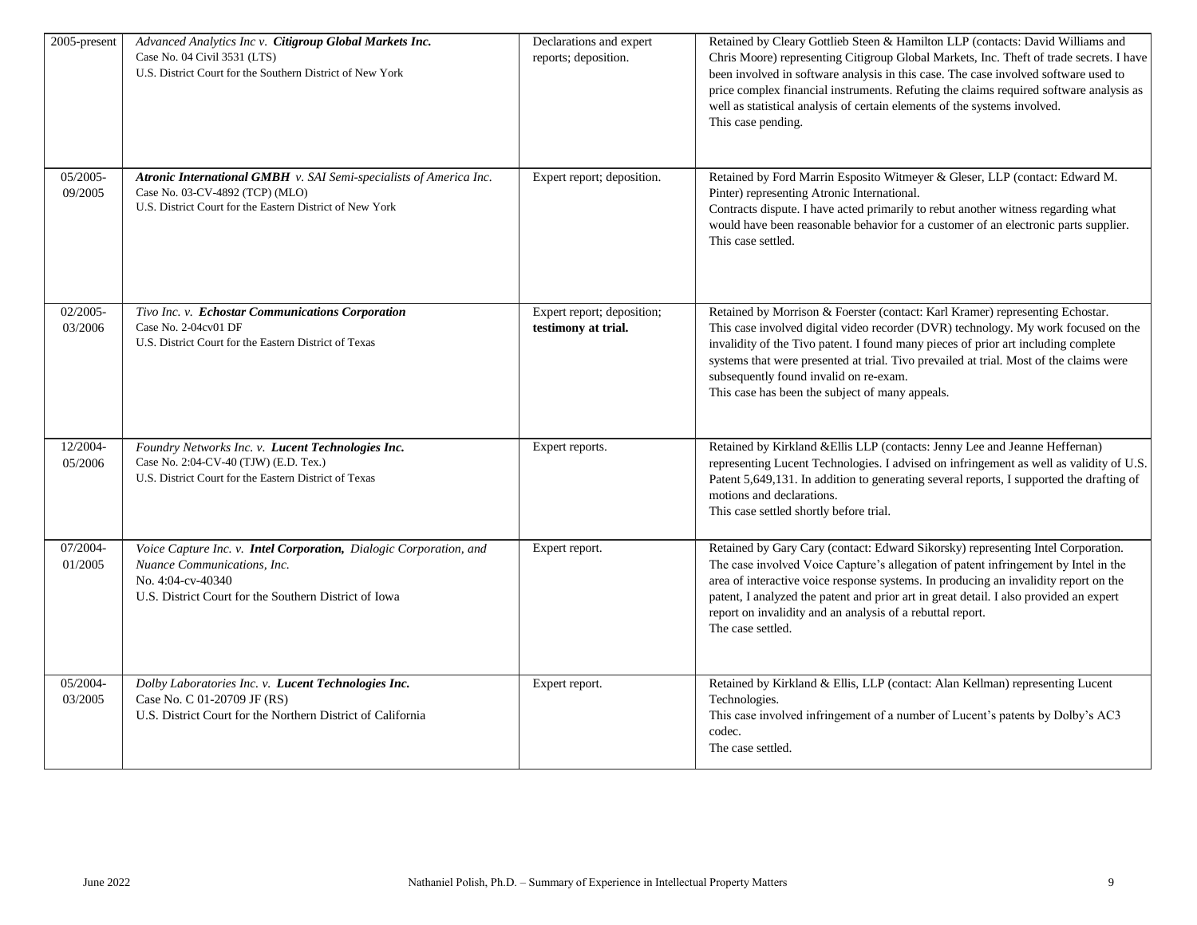| | | | |
|---|---|---|---|
| 2005-present | *Advanced Analytics Inc v.* ***Citigroup Global Markets Inc.***<br>Case No. 04 Civil 3531 (LTS)<br>U.S. District Court for the Southern District of New York | Declarations and expert reports; deposition. | Retained by Cleary Gottlieb Steen & Hamilton LLP (contacts: David Williams and Chris Moore) representing Citigroup Global Markets, Inc. Theft of trade secrets. I have been involved in software analysis in this case. The case involved software used to price complex financial instruments. Refuting the claims required software analysis as well as statistical analysis of certain elements of the systems involved.<br>This case pending. |
| 05/2005-09/2005 | ***Atronic International GMBH*** *v. SAI Semi-specialists of America Inc.*<br>Case No. 03-CV-4892 (TCP) (MLO)<br>U.S. District Court for the Eastern District of New York | Expert report; deposition. | Retained by Ford Marrin Esposito Witmeyer & Gleser, LLP (contact: Edward M. Pinter) representing Atronic International.<br>Contracts dispute. I have acted primarily to rebut another witness regarding what would have been reasonable behavior for a customer of an electronic parts supplier.<br>This case settled. |
| 02/2005-03/2006 | *Tivo Inc. v.* ***Echostar Communications Corporation***<br>Case No. 2-04cv01 DF<br>U.S. District Court for the Eastern District of Texas | Expert report; deposition; **testimony at trial.** | Retained by Morrison & Foerster (contact: Karl Kramer) representing Echostar.<br>This case involved digital video recorder (DVR) technology. My work focused on the invalidity of the Tivo patent. I found many pieces of prior art including complete systems that were presented at trial. Tivo prevailed at trial. Most of the claims were subsequently found invalid on re-exam.<br>This case has been the subject of many appeals. |
| 12/2004-05/2006 | *Foundry Networks Inc. v.* ***Lucent Technologies Inc.***<br>Case No. 2:04-CV-40 (TJW) (E.D. Tex.)<br>U.S. District Court for the Eastern District of Texas | Expert reports. | Retained by Kirkland &Ellis LLP (contacts: Jenny Lee and Jeanne Heffernan) representing Lucent Technologies. I advised on infringement as well as validity of U.S. Patent 5,649,131. In addition to generating several reports, I supported the drafting of motions and declarations.<br>This case settled shortly before trial. |
| 07/2004-01/2005 | *Voice Capture Inc. v.* ***Intel Corporation,*** *Dialogic Corporation, and Nuance Communications, Inc.*<br>No. 4:04-cv-40340<br>U.S. District Court for the Southern District of Iowa | Expert report. | Retained by Gary Cary (contact: Edward Sikorsky) representing Intel Corporation.<br>The case involved Voice Capture's allegation of patent infringement by Intel in the area of interactive voice response systems. In producing an invalidity report on the patent, I analyzed the patent and prior art in great detail. I also provided an expert report on invalidity and an analysis of a rebuttal report.<br>The case settled. |
| 05/2004-03/2005 | *Dolby Laboratories Inc. v.* ***Lucent Technologies Inc.***<br>Case No. C 01-20709 JF (RS)<br>U.S. District Court for the Northern District of California | Expert report. | Retained by Kirkland & Ellis, LLP (contact: Alan Kellman) representing Lucent Technologies.<br>This case involved infringement of a number of Lucent's patents by Dolby's AC3 codec.<br>The case settled. |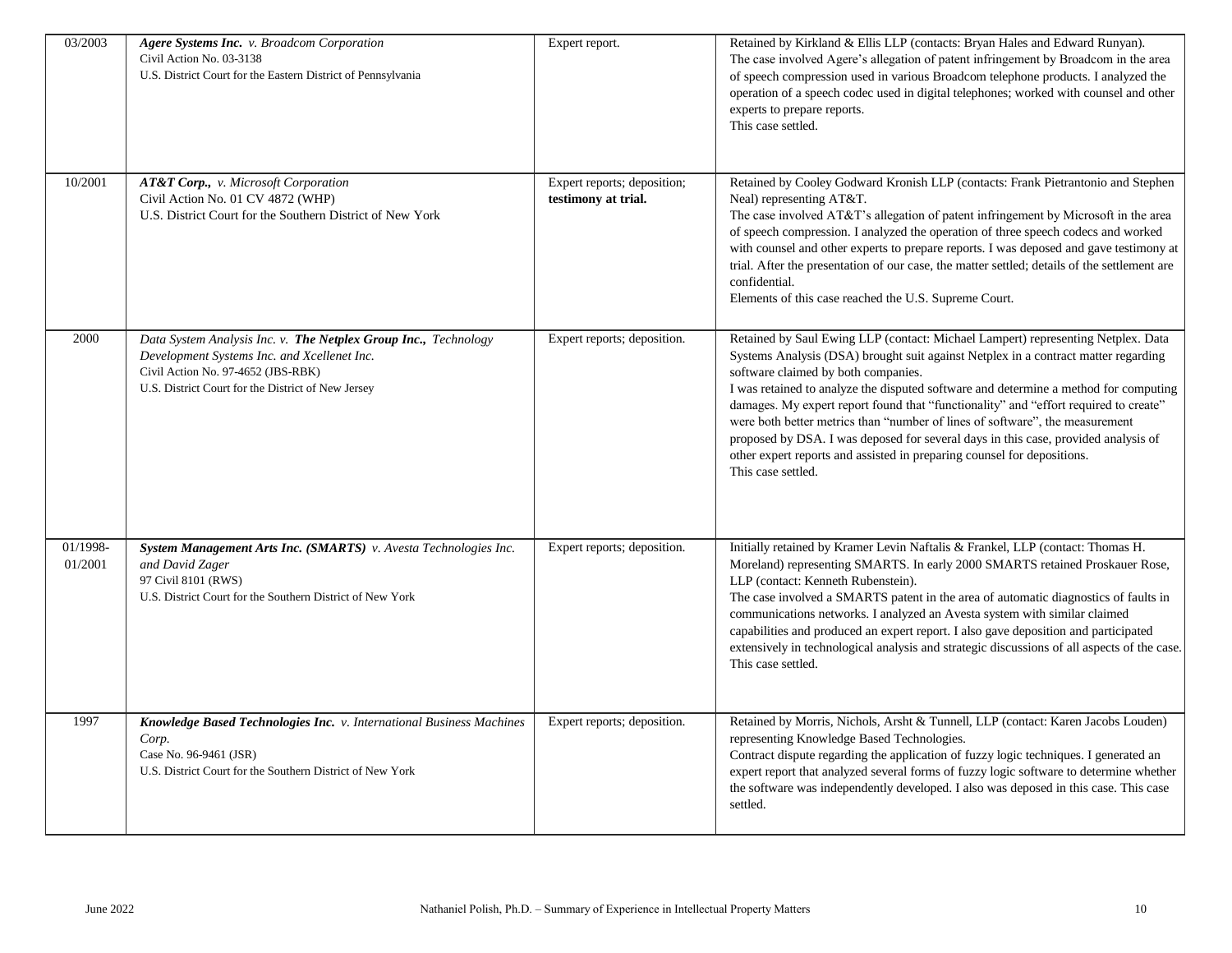| | | | |
|---|---|---|---|
| 03/2003 | ***Agere Systems Inc.*** *v. Broadcom Corporation*<br>Civil Action No. 03-3138<br>U.S. District Court for the Eastern District of Pennsylvania | Expert report. | Retained by Kirkland & Ellis LLP (contacts: Bryan Hales and Edward Runyan).<br>The case involved Agere's allegation of patent infringement by Broadcom in the area of speech compression used in various Broadcom telephone products. I analyzed the operation of a speech codec used in digital telephones; worked with counsel and other experts to prepare reports.<br>This case settled. |
| 10/2001 | ***AT&T Corp.,*** *v. Microsoft Corporation*<br>Civil Action No. 01 CV 4872 (WHP)<br>U.S. District Court for the Southern District of New York | Expert reports; deposition; **testimony at trial.** | Retained by Cooley Godward Kronish LLP (contacts: Frank Pietrantonio and Stephen Neal) representing AT&T.<br>The case involved AT&T's allegation of patent infringement by Microsoft in the area of speech compression. I analyzed the operation of three speech codecs and worked with counsel and other experts to prepare reports. I was deposed and gave testimony at trial. After the presentation of our case, the matter settled; details of the settlement are confidential.<br>Elements of this case reached the U.S. Supreme Court. |
| 2000 | *Data System Analysis Inc. v.* ***The Netplex Group Inc.,*** *Technology Development Systems Inc. and Xcellenet Inc.*<br>Civil Action No. 97-4652 (JBS-RBK)<br>U.S. District Court for the District of New Jersey | Expert reports; deposition. | Retained by Saul Ewing LLP (contact: Michael Lampert) representing Netplex. Data Systems Analysis (DSA) brought suit against Netplex in a contract matter regarding software claimed by both companies.<br>I was retained to analyze the disputed software and determine a method for computing damages. My expert report found that "functionality" and "effort required to create" were both better metrics than "number of lines of software", the measurement proposed by DSA. I was deposed for several days in this case, provided analysis of other expert reports and assisted in preparing counsel for depositions.<br>This case settled. |
| 01/1998-01/2001 | ***System Management Arts Inc. (SMARTS)*** *v. Avesta Technologies Inc. and David Zager*<br>97 Civil 8101 (RWS)<br>U.S. District Court for the Southern District of New York | Expert reports; deposition. | Initially retained by Kramer Levin Naftalis & Frankel, LLP (contact: Thomas H. Moreland) representing SMARTS. In early 2000 SMARTS retained Proskauer Rose, LLP (contact: Kenneth Rubenstein).<br>The case involved a SMARTS patent in the area of automatic diagnostics of faults in communications networks. I analyzed an Avesta system with similar claimed capabilities and produced an expert report. I also gave deposition and participated extensively in technological analysis and strategic discussions of all aspects of the case.<br>This case settled. |
| 1997 | ***Knowledge Based Technologies Inc.*** *v. International Business Machines Corp.*<br>Case No. 96-9461 (JSR)<br>U.S. District Court for the Southern District of New York | Expert reports; deposition. | Retained by Morris, Nichols, Arsht & Tunnell, LLP (contact: Karen Jacobs Louden) representing Knowledge Based Technologies.<br>Contract dispute regarding the application of fuzzy logic techniques. I generated an expert report that analyzed several forms of fuzzy logic software to determine whether the software was independently developed. I also was deposed in this case. This case settled. |